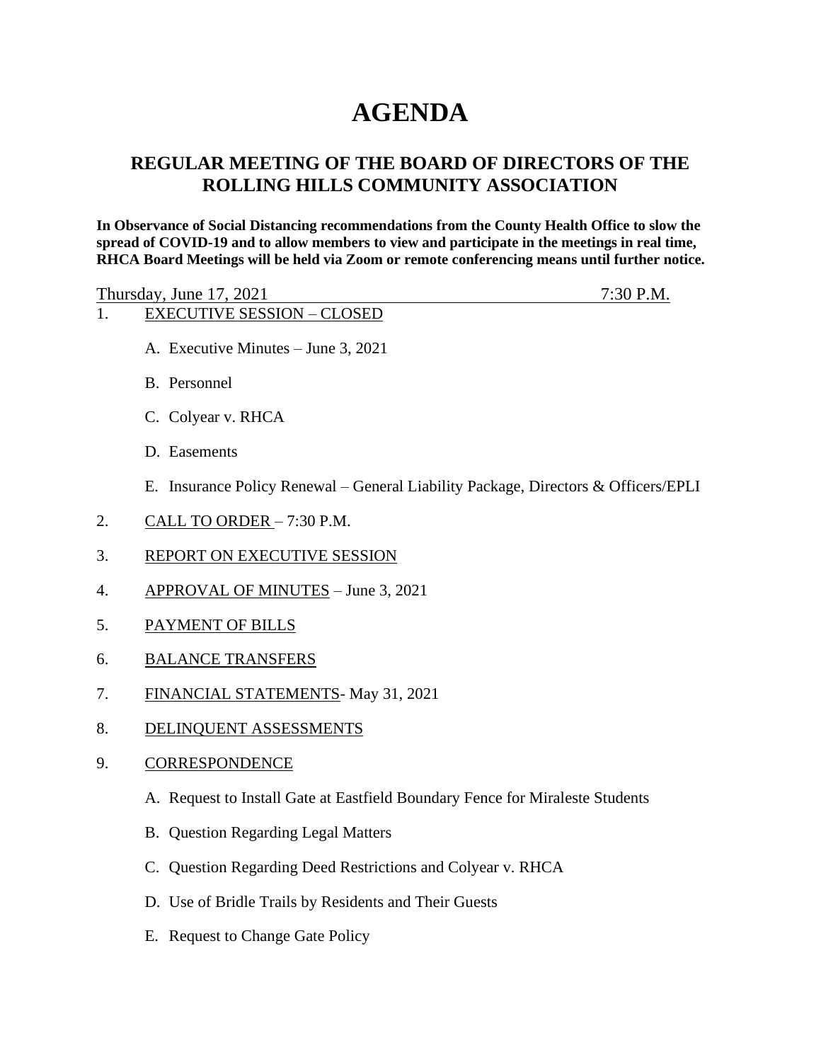# AGENDA

## REGULAR MEETING OF THE BOARD OF DIRECTORS OF THE ROLLING HILLS COMMUNITY ASSOCIATION

**In Observance of Social Distancing recommendations from the County Health Office to slow the spread of COVID-19 and to allow members to view and participate in the meetings in real time, RHCA Board Meetings will be held via Zoom or remote conferencing means until further notice.**

Thursday, June 17, 2021 — 7:30 P.M.

1. EXECUTIVE SESSION – CLOSED
   - A. Executive Minutes – June 3, 2021
   - B. Personnel
   - C. Colyear v. RHCA
   - D. Easements
   - E. Insurance Policy Renewal – General Liability Package, Directors & Officers/EPLI
2. CALL TO ORDER – 7:30 P.M.
3. REPORT ON EXECUTIVE SESSION
4. APPROVAL OF MINUTES – June 3, 2021
5. PAYMENT OF BILLS
6. BALANCE TRANSFERS
7. FINANCIAL STATEMENTS- May 31, 2021
8. DELINQUENT ASSESSMENTS
9. CORRESPONDENCE
   - A. Request to Install Gate at Eastfield Boundary Fence for Miraleste Students
   - B. Question Regarding Legal Matters
   - C. Question Regarding Deed Restrictions and Colyear v. RHCA
   - D. Use of Bridle Trails by Residents and Their Guests
   - E. Request to Change Gate Policy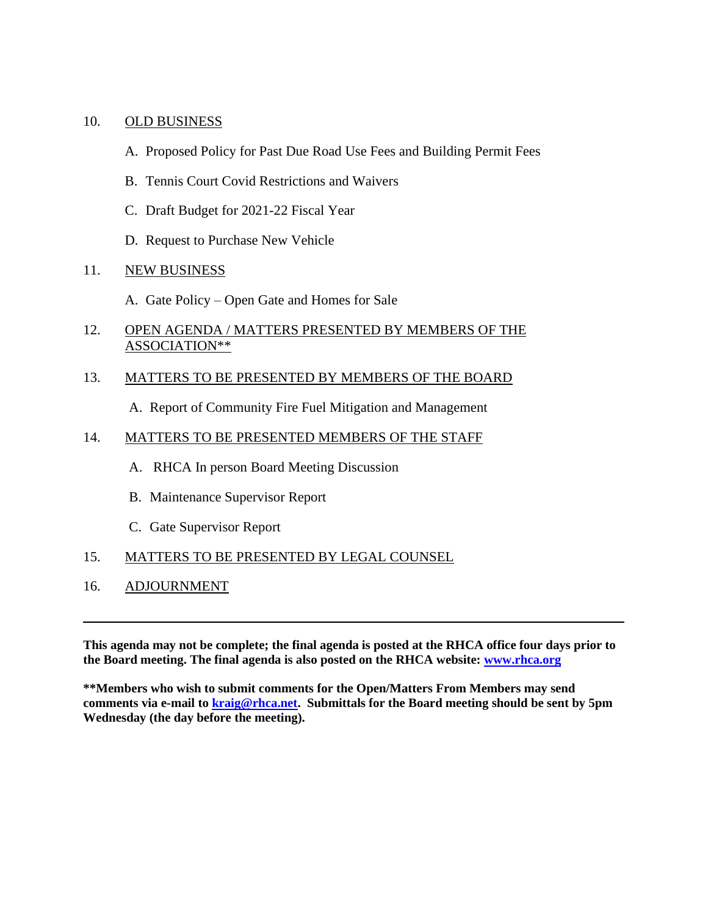10. OLD BUSINESS

    A. Proposed Policy for Past Due Road Use Fees and Building Permit Fees

    B. Tennis Court Covid Restrictions and Waivers

    C. Draft Budget for 2021-22 Fiscal Year

    D. Request to Purchase New Vehicle

11. NEW BUSINESS

    A. Gate Policy – Open Gate and Homes for Sale

12. OPEN AGENDA / MATTERS PRESENTED BY MEMBERS OF THE ASSOCIATION**

13. MATTERS TO BE PRESENTED BY MEMBERS OF THE BOARD

    A. Report of Community Fire Fuel Mitigation and Management

14. MATTERS TO BE PRESENTED MEMBERS OF THE STAFF

    A. RHCA In person Board Meeting Discussion

    B. Maintenance Supervisor Report

    C. Gate Supervisor Report

15. MATTERS TO BE PRESENTED BY LEGAL COUNSEL

16. ADJOURNMENT

---

**This agenda may not be complete; the final agenda is posted at the RHCA office four days prior to the Board meeting. The final agenda is also posted on the RHCA website: www.rhca.org**

****Members who wish to submit comments for the Open/Matters From Members may send comments via e-mail to kraig@rhca.net. Submittals for the Board meeting should be sent by 5pm Wednesday (the day before the meeting).**